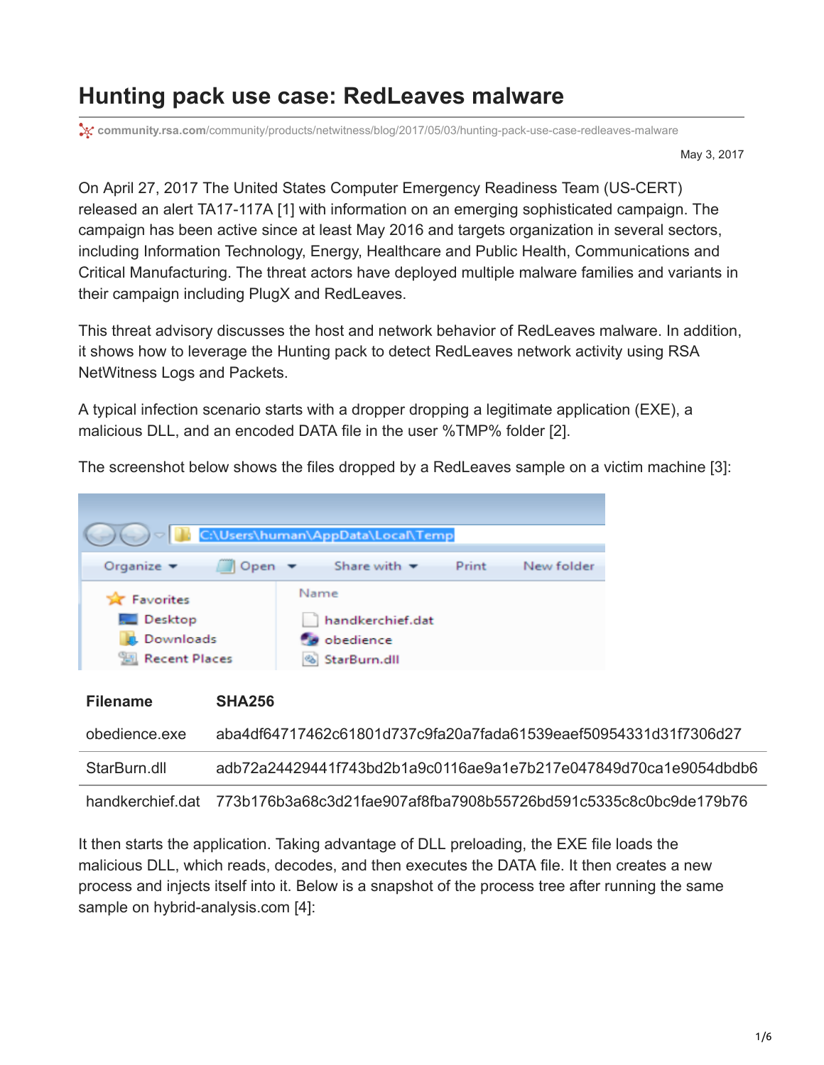# Hunting pack use case: RedLeaves malware

community.rsa.com/community/products/netwitness/blog/2017/05/03/hunting-pack-use-case-redleaves-malware

May 3, 2017

On April 27, 2017 The United States Computer Emergency Readiness Team (US-CERT) released an alert TA17-117A [1] with information on an emerging sophisticated campaign. The campaign has been active since at least May 2016 and targets organization in several sectors, including Information Technology, Energy, Healthcare and Public Health, Communications and Critical Manufacturing. The threat actors have deployed multiple malware families and variants in their campaign including PlugX and RedLeaves.

This threat advisory discusses the host and network behavior of RedLeaves malware. In addition, it shows how to leverage the Hunting pack to detect RedLeaves network activity using RSA NetWitness Logs and Packets.

A typical infection scenario starts with a dropper dropping a legitimate application (EXE), a malicious DLL, and an encoded DATA file in the user %TMP% folder [2].

The screenshot below shows the files dropped by a RedLeaves sample on a victim machine [3]:

| Filename | SHA256 |
|---|---|
| obedience.exe | aba4df64717462c61801d737c9fa20a7fada61539eaef50954331d31f7306d27 |
| StarBurn.dll | adb72a24429441f743bd2b1a9c0116ae9a1e7b217e047849d70ca1e9054dbdb6 |
| handkerchief.dat | 773b176b3a68c3d21fae907af8fba7908b55726bd591c5335c8c0bc9de179b76 |

It then starts the application. Taking advantage of DLL preloading, the EXE file loads the malicious DLL, which reads, decodes, and then executes the DATA file. It then creates a new process and injects itself into it. Below is a snapshot of the process tree after running the same sample on hybrid-analysis.com [4]: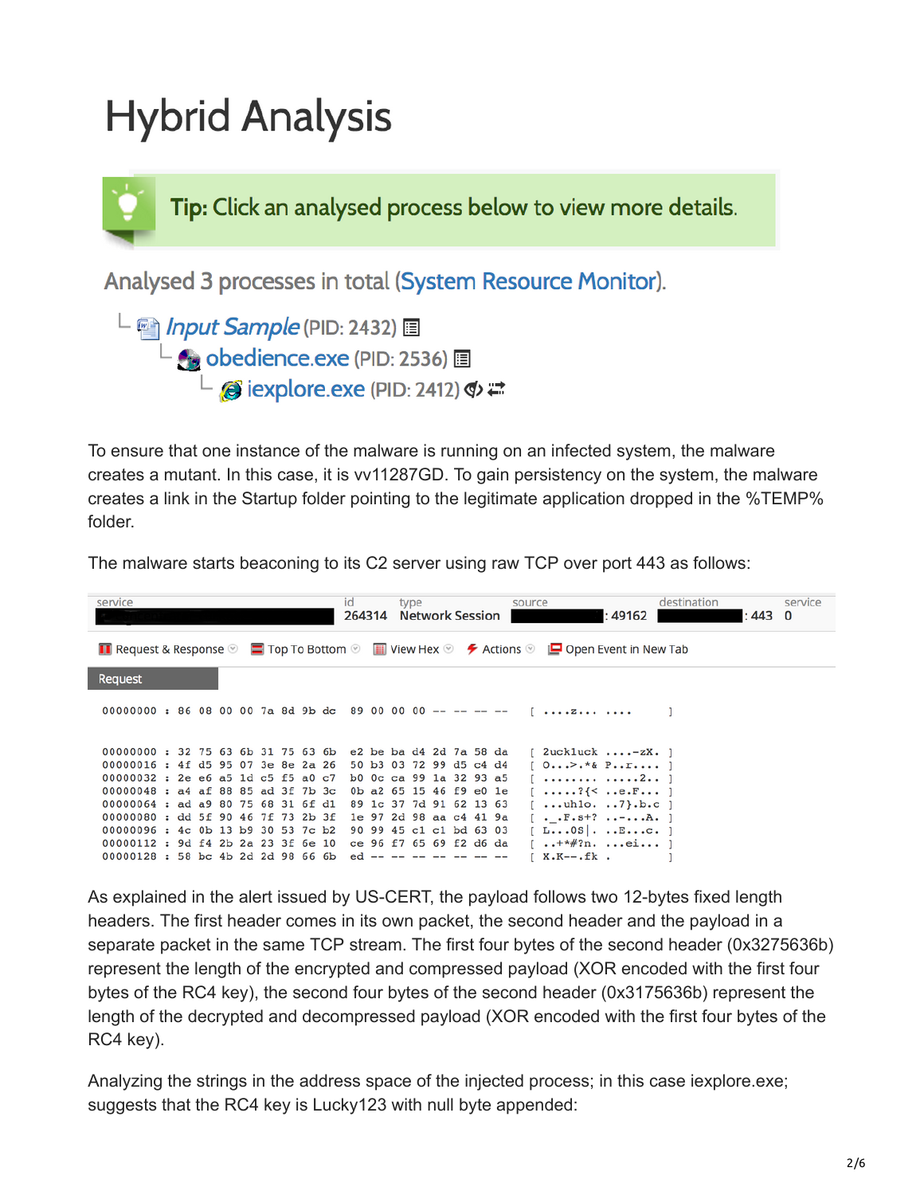# Hybrid Analysis

**Tip:** Click an analysed process below to view more details.

Analysed 3 processes in total (System Resource Monitor).

- *Input Sample* (PID: 2432)
  - obedience.exe (PID: 2536)
    - iexplore.exe (PID: 2412)

To ensure that one instance of the malware is running on an infected system, the malware creates a mutant. In this case, it is vv11287GD. To gain persistency on the system, the malware creates a link in the Startup folder pointing to the legitimate application dropped in the %TEMP% folder.

The malware starts beaconing to its C2 server using raw TCP over port 443 as follows:

| service | id | type | source | destination | service |
|---|---|---|---|---|---|
| | 264314 | Network Session | :49162 | :443 | 0 |

Request & Response | Top To Bottom | View Hex | Actions | Open Event in New Tab

Request

```
00000000 : 86 08 00 00 7a 8d 9b dc  89 00 00 00 -- -- -- --  [ ....z... ....     ]

00000000 : 32 75 63 6b 31 75 63 6b  e2 be ba d4 2d 7a 58 da  [ 2uck1uck ....-zX. ]
00000016 : 4f d5 95 07 3e 8e 2a 26  50 b3 03 72 99 d5 c4 d4  [ O...>.*& P..r.... ]
00000032 : 2e e6 a5 1d c5 f5 a0 c7  b0 0c ca 99 1a 32 93 a5  [ ........ .....2.. ]
00000048 : a4 af 88 85 ad 3f 7b 3c  0b a2 65 15 46 f9 e0 1e  [ .....?{< ..e.F... ]
00000064 : ad a9 80 75 68 31 6f d1  89 1c 37 7d 91 62 13 63  [ ...uhlo. ..7}.b.c ]
00000080 : dd 5f 90 46 7f 73 2b 3f  1e 97 2d 98 aa c4 41 9a  [ ._.F.s+? ..-...A. ]
00000096 : 4c 0b 13 b9 30 53 7c b2  90 99 45 c1 c1 bd 63 03  [ L...0S|. ..E...c. ]
00000112 : 9d f4 2b 2a 23 3f 6e 10  ce 96 f7 65 69 f2 d6 da  [ ..+*#?n. ...ei... ]
00000128 : 58 bc 4b 2d 2d 98 66 6b  ed -- -- -- -- -- -- --  [ X.K--.fk .        ]
```

As explained in the alert issued by US-CERT, the payload follows two 12-bytes fixed length headers. The first header comes in its own packet, the second header and the payload in a separate packet in the same TCP stream. The first four bytes of the second header (0x3275636b) represent the length of the encrypted and compressed payload (XOR encoded with the first four bytes of the RC4 key), the second four bytes of the second header (0x3175636b) represent the length of the decrypted and decompressed payload (XOR encoded with the first four bytes of the RC4 key).

Analyzing the strings in the address space of the injected process; in this case iexplore.exe; suggests that the RC4 key is Lucky123 with null byte appended: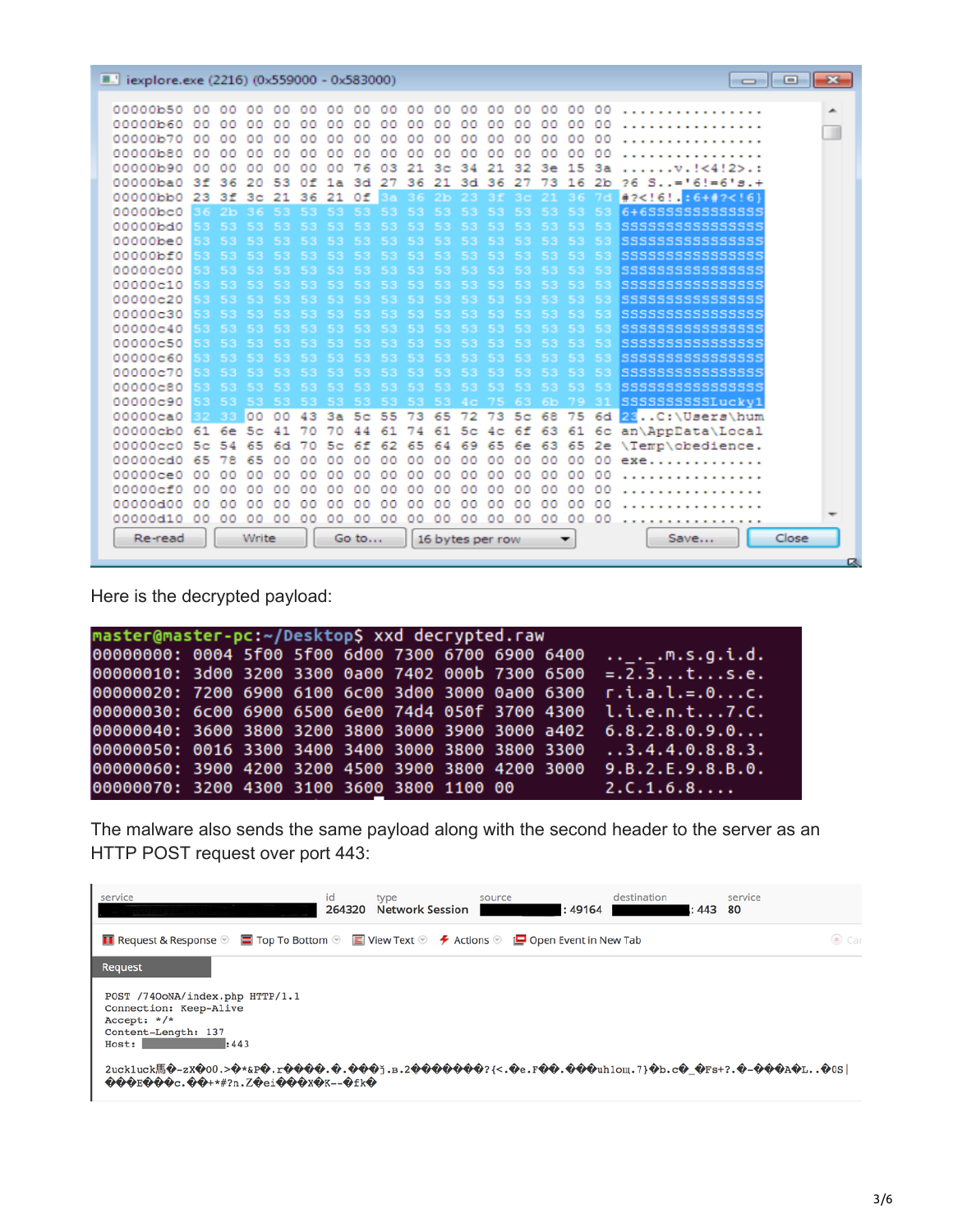```
iexplore.exe (2216) (0x559000 - 0x583000)

00000b50 00 00 00 00 00 00 00 00 00 00 00 00 00 00 00 00 ................
00000b60 00 00 00 00 00 00 00 00 00 00 00 00 00 00 00 00 ................
00000b70 00 00 00 00 00 00 00 00 00 00 00 00 00 00 00 00 ................
00000b80 00 00 00 00 00 00 00 00 00 00 00 00 00 00 00 00 ................
00000b90 00 00 00 00 00 00 76 03 21 3c 34 21 32 3e 15 3a ......v.!<4!2>.:
00000ba0 3f 36 20 53 0f 1a 3d 27 36 21 3d 36 27 73 16 2b ?6 S..='6!=6's.+
00000bb0 23 3f 3c 21 36 21 0f 3a 36 2b 23 3f 3c 21 36 7d #?<!6!.:6+#?<!6}
00000bc0 36 2b 36 53 53 53 53 53 53 53 53 53 53 53 53 53 6+6SSSSSSSSSSSSS
00000bd0 53 53 53 53 53 53 53 53 53 53 53 53 53 53 53 53 SSSSSSSSSSSSSSSS
00000be0 53 53 53 53 53 53 53 53 53 53 53 53 53 53 53 53 SSSSSSSSSSSSSSSS
00000bf0 53 53 53 53 53 53 53 53 53 53 53 53 53 53 53 53 SSSSSSSSSSSSSSSS
00000c00 53 53 53 53 53 53 53 53 53 53 53 53 53 53 53 53 SSSSSSSSSSSSSSSS
00000c10 53 53 53 53 53 53 53 53 53 53 53 53 53 53 53 53 SSSSSSSSSSSSSSSS
00000c20 53 53 53 53 53 53 53 53 53 53 53 53 53 53 53 53 SSSSSSSSSSSSSSSS
00000c30 53 53 53 53 53 53 53 53 53 53 53 53 53 53 53 53 SSSSSSSSSSSSSSSS
00000c40 53 53 53 53 53 53 53 53 53 53 53 53 53 53 53 53 SSSSSSSSSSSSSSSS
00000c50 53 53 53 53 53 53 53 53 53 53 53 53 53 53 53 53 SSSSSSSSSSSSSSSS
00000c60 53 53 53 53 53 53 53 53 53 53 53 53 53 53 53 53 SSSSSSSSSSSSSSSS
00000c70 53 53 53 53 53 53 53 53 53 53 53 53 53 53 53 53 SSSSSSSSSSSSSSSS
00000c80 53 53 53 53 53 53 53 53 53 53 53 53 53 53 53 53 SSSSSSSSSSSSSSSS
00000c90 53 53 53 53 53 53 53 53 53 53 4c 75 63 6b 79 31 SSSSSSSSSSLucky1
00000ca0 32 33 00 00 43 3a 5c 55 73 65 72 73 5c 68 75 6d 23..C:\Users\hum
00000cb0 61 6e 5c 41 70 70 44 61 74 61 5c 4c 6f 63 61 6c an\AppData\Local
00000cc0 5c 54 65 6d 70 5c 6f 62 65 64 69 65 6e 63 65 2e \Temp\obedience.
00000cd0 65 78 65 00 00 00 00 00 00 00 00 00 00 00 00 00 exe.............
00000ce0 00 00 00 00 00 00 00 00 00 00 00 00 00 00 00 00 ................
00000cf0 00 00 00 00 00 00 00 00 00 00 00 00 00 00 00 00 ................
00000d00 00 00 00 00 00 00 00 00 00 00 00 00 00 00 00 00 ................
00000d10 00 00 00 00 00 00 00 00 00 00 00 00 00 00 00 00 ................

Re-read   Write   Go to...   16 bytes per row   Save...   Close
```

Here is the decrypted payload:

```
master@master-pc:~/Desktop$ xxd decrypted.raw
00000000: 0004 5f00 5f00 6d00 7300 6700 6900 6400  .._._.m.s.g.i.d.
00000010: 3d00 3200 3300 0a00 7402 000b 7300 6500  =.2.3...t...s.e.
00000020: 7200 6900 6100 6c00 3d00 3000 0a00 6300  r.i.a.l.=.0...c.
00000030: 6c00 6900 6500 6e00 74d4 050f 3700 4300  l.i.e.n.t...7.C.
00000040: 3600 3800 3200 3800 3000 3900 3000 a402  6.8.2.8.0.9.0...
00000050: 0016 3300 3400 3400 3000 3800 3800 3300  ..3.4.4.0.8.8.3.
00000060: 3900 4200 3200 4500 3900 3800 4200 3000  9.B.2.E.9.8.B.0.
00000070: 3200 4300 3100 3600 3800 1100 00         2.C.1.6.8....
```

The malware also sends the same payload along with the second header to the server as an HTTP POST request over port 443:

| service | id | type | source | destination | service |
|---|---|---|---|---|---|
| ████████ | 264320 | Network Session | ████████ : 49164 | ████████ : 443 | 80 |

Request & Response | Top To Bottom | View Text | Actions | Open Event in New Tab

**Request**

```
POST /74OoNA/index.php HTTP/1.1
Connection: Keep-Alive
Accept: */*
Content-Length: 137
Host: ████████:443

2ucklluck馬�-zX�00.>�*&P�.r����.�.���ј.B.2�������?{<.�e.F��.���uhlou.7}�b.c�_�Fs+?.�-���A�L..�0S|
���E���c.��+*#?n.Z�ei���X�K--�fk�
```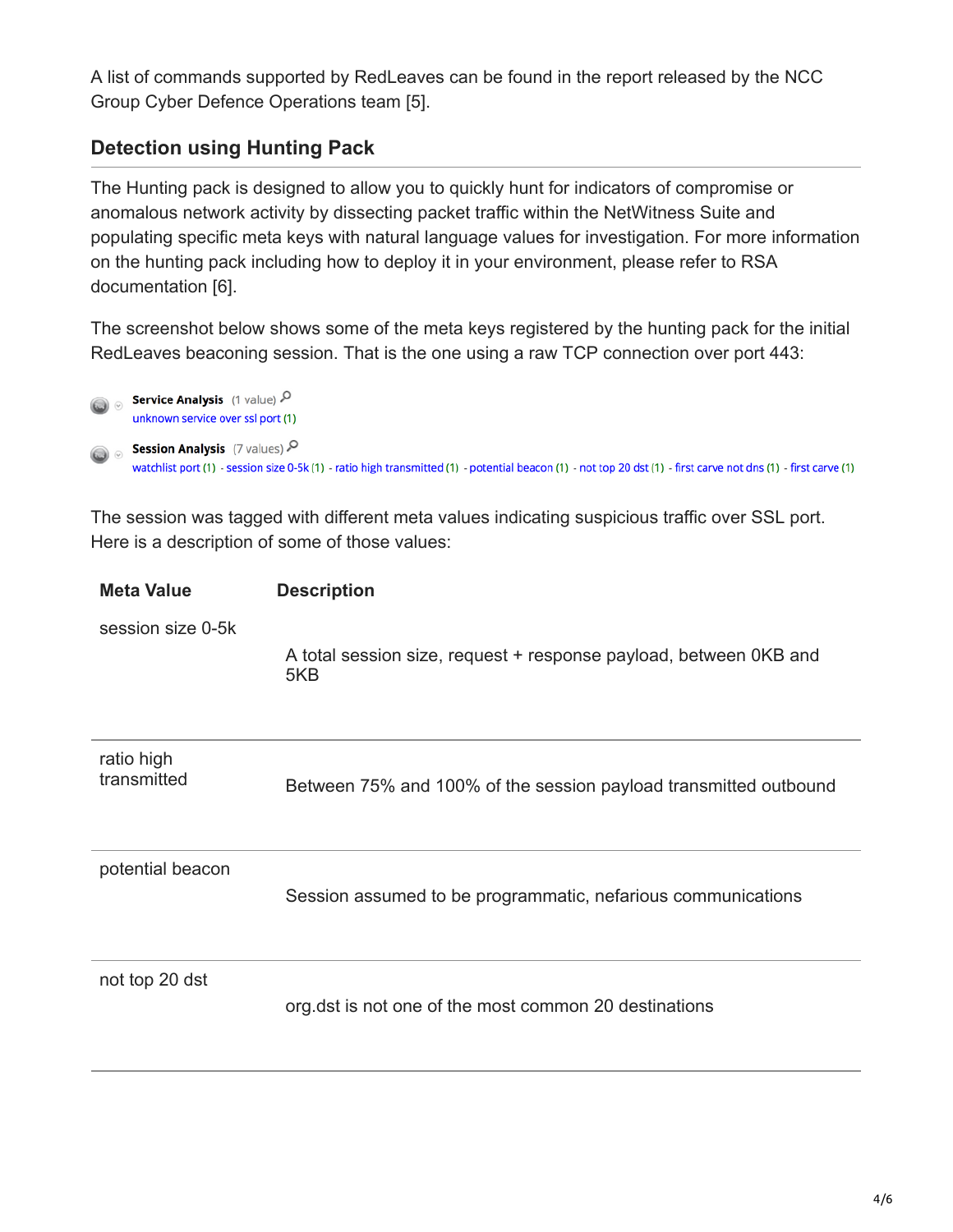A list of commands supported by RedLeaves can be found in the report released by the NCC Group Cyber Defence Operations team [5].

### Detection using Hunting Pack

The Hunting pack is designed to allow you to quickly hunt for indicators of compromise or anomalous network activity by dissecting packet traffic within the NetWitness Suite and populating specific meta keys with natural language values for investigation. For more information on the hunting pack including how to deploy it in your environment, please refer to RSA documentation [6].

The screenshot below shows some of the meta keys registered by the hunting pack for the initial RedLeaves beaconing session. That is the one using a raw TCP connection over port 443:

**Service Analysis** (1 value)
unknown service over ssl port (1)

**Session Analysis** (7 values)
watchlist port (1) - session size 0-5k (1) - ratio high transmitted (1) - potential beacon (1) - not top 20 dst (1) - first carve not dns (1) - first carve (1)

The session was tagged with different meta values indicating suspicious traffic over SSL port. Here is a description of some of those values:

| Meta Value | Description |
|---|---|
| session size 0-5k | A total session size, request + response payload, between 0KB and 5KB |
| ratio high transmitted | Between 75% and 100% of the session payload transmitted outbound |
| potential beacon | Session assumed to be programmatic, nefarious communications |
| not top 20 dst | org.dst is not one of the most common 20 destinations |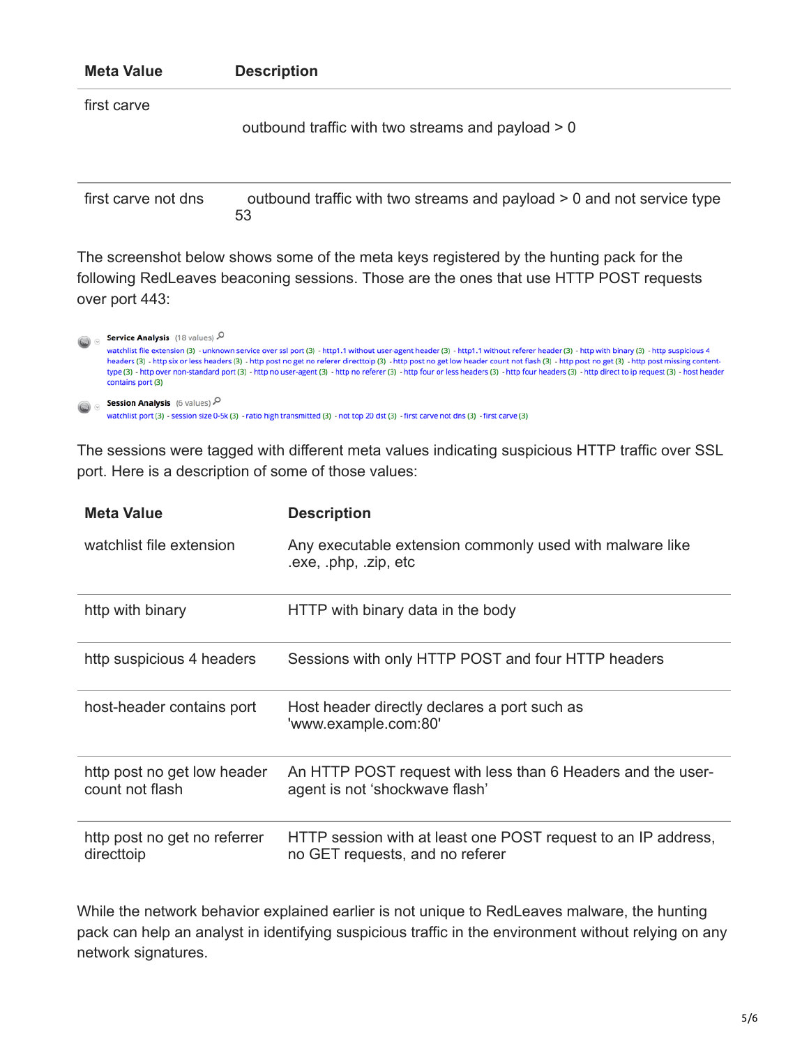| Meta Value | Description |
|---|---|
| first carve | outbound traffic with two streams and payload > 0 |
| first carve not dns | outbound traffic with two streams and payload > 0 and not service type 53 |

The screenshot below shows some of the meta keys registered by the hunting pack for the following RedLeaves beaconing sessions. Those are the ones that use HTTP POST requests over port 443:

**Service Analysis** (18 values)
watchlist file extension (3) - unknown service over ssl port (3) - http1.1 without user-agent header (3) - http1.1 without referer header (3) - http with binary (3) - http suspicious 4 headers (3) - http six or less headers (3) - http post no get no referer directtoip (3) - http post no get low header count not flash (3) - http post no get (3) - http post missing content-type (3) - http over non-standard port (3) - http no user-agent (3) - http no referer (3) - http four or less headers (3) - http four headers (3) - http direct to ip request (3) - host header contains port (3)

**Session Analysis** (6 values)
watchlist port (3) - session size 0-5k (3) - ratio high transmitted (3) - not top 20 dst (3) - first carve not dns (3) - first carve (3)

The sessions were tagged with different meta values indicating suspicious HTTP traffic over SSL port. Here is a description of some of those values:

| Meta Value | Description |
|---|---|
| watchlist file extension | Any executable extension commonly used with malware like .exe, .php, .zip, etc |
| http with binary | HTTP with binary data in the body |
| http suspicious 4 headers | Sessions with only HTTP POST and four HTTP headers |
| host-header contains port | Host header directly declares a port such as 'www.example.com:80' |
| http post no get low header count not flash | An HTTP POST request with less than 6 Headers and the user-agent is not 'shockwave flash' |
| http post no get no referrer directtoip | HTTP session with at least one POST request to an IP address, no GET requests, and no referer |

While the network behavior explained earlier is not unique to RedLeaves malware, the hunting pack can help an analyst in identifying suspicious traffic in the environment without relying on any network signatures.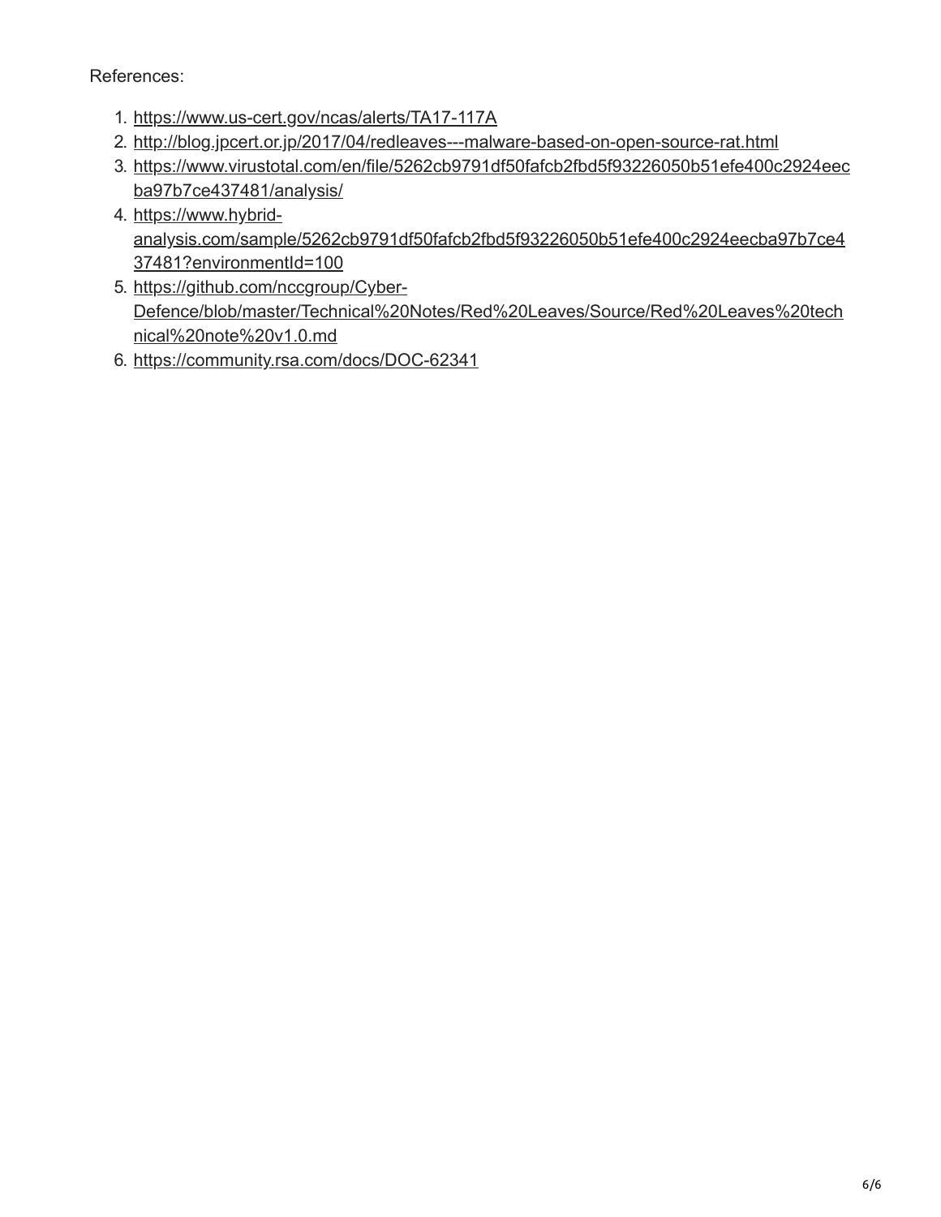References:

1. https://www.us-cert.gov/ncas/alerts/TA17-117A
2. http://blog.jpcert.or.jp/2017/04/redleaves---malware-based-on-open-source-rat.html
3. https://www.virustotal.com/en/file/5262cb9791df50fafcb2fbd5f93226050b51efe400c2924eecba97b7ce437481/analysis/
4. https://www.hybrid-analysis.com/sample/5262cb9791df50fafcb2fbd5f93226050b51efe400c2924eecba97b7ce437481?environmentId=100
5. https://github.com/nccgroup/Cyber-Defence/blob/master/Technical%20Notes/Red%20Leaves/Source/Red%20Leaves%20technical%20note%20v1.0.md
6. https://community.rsa.com/docs/DOC-62341